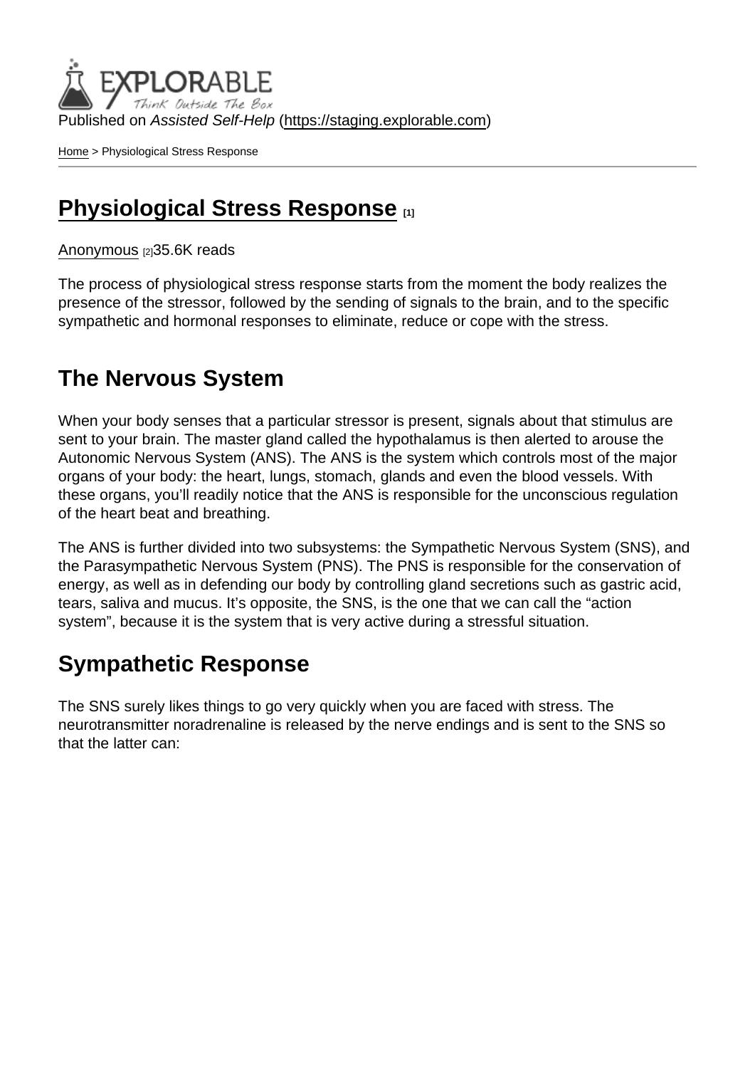Published on *Assisted Self-Help* (https://staging.explorable.com)

Home > Physiological Stress Response

# Physiological Stress Response [1]

Anonymous [2]35.6K reads

The process of physiological stress response starts from the moment the body realizes the presence of the stressor, followed by the sending of signals to the brain, and to the specific sympathetic and hormonal responses to eliminate, reduce or cope with the stress.

## The Nervous System

When your body senses that a particular stressor is present, signals about that stimulus are sent to your brain. The master gland called the hypothalamus is then alerted to arouse the Autonomic Nervous System (ANS). The ANS is the system which controls most of the major organs of your body: the heart, lungs, stomach, glands and even the blood vessels. With these organs, you'll readily notice that the ANS is responsible for the unconscious regulation of the heart beat and breathing.

The ANS is further divided into two subsystems: the Sympathetic Nervous System (SNS), and the Parasympathetic Nervous System (PNS). The PNS is responsible for the conservation of energy, as well as in defending our body by controlling gland secretions such as gastric acid, tears, saliva and mucus. It's opposite, the SNS, is the one that we can call the "action system", because it is the system that is very active during a stressful situation.

## Sympathetic Response

The SNS surely likes things to go very quickly when you are faced with stress. The neurotransmitter noradrenaline is released by the nerve endings and is sent to the SNS so that the latter can: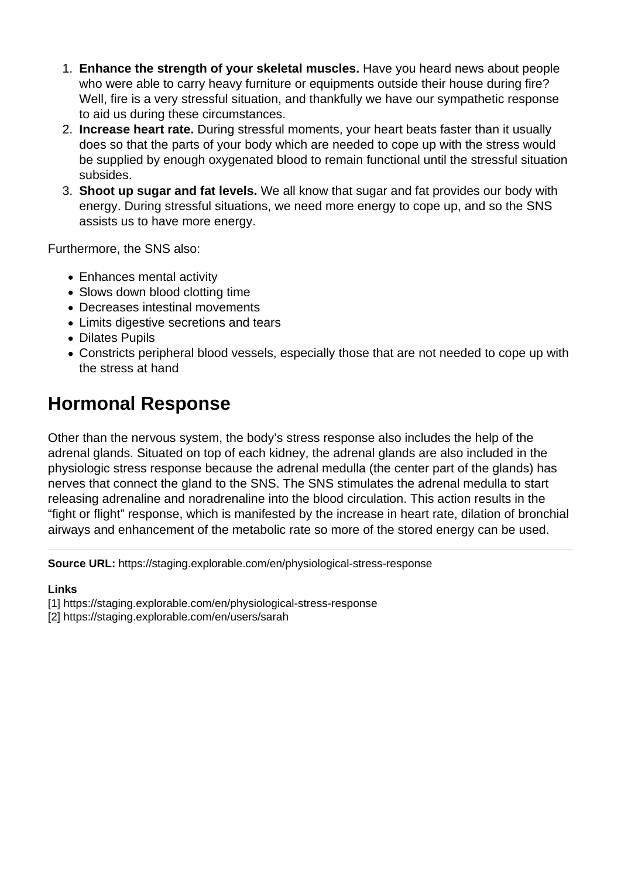1. **Enhance the strength of your skeletal muscles.** Have you heard news about people who were able to carry heavy furniture or equipments outside their house during fire? Well, fire is a very stressful situation, and thankfully we have our sympathetic response to aid us during these circumstances.
2. **Increase heart rate.** During stressful moments, your heart beats faster than it usually does so that the parts of your body which are needed to cope up with the stress would be supplied by enough oxygenated blood to remain functional until the stressful situation subsides.
3. **Shoot up sugar and fat levels.** We all know that sugar and fat provides our body with energy. During stressful situations, we need more energy to cope up, and so the SNS assists us to have more energy.

Furthermore, the SNS also:

- Enhances mental activity
- Slows down blood clotting time
- Decreases intestinal movements
- Limits digestive secretions and tears
- Dilates Pupils
- Constricts peripheral blood vessels, especially those that are not needed to cope up with the stress at hand

## Hormonal Response

Other than the nervous system, the body's stress response also includes the help of the adrenal glands. Situated on top of each kidney, the adrenal glands are also included in the physiologic stress response because the adrenal medulla (the center part of the glands) has nerves that connect the gland to the SNS. The SNS stimulates the adrenal medulla to start releasing adrenaline and noradrenaline into the blood circulation. This action results in the "fight or flight" response, which is manifested by the increase in heart rate, dilation of bronchial airways and enhancement of the metabolic rate so more of the stored energy can be used.

---

**Source URL:** https://staging.explorable.com/en/physiological-stress-response

**Links**
[1] https://staging.explorable.com/en/physiological-stress-response
[2] https://staging.explorable.com/en/users/sarah